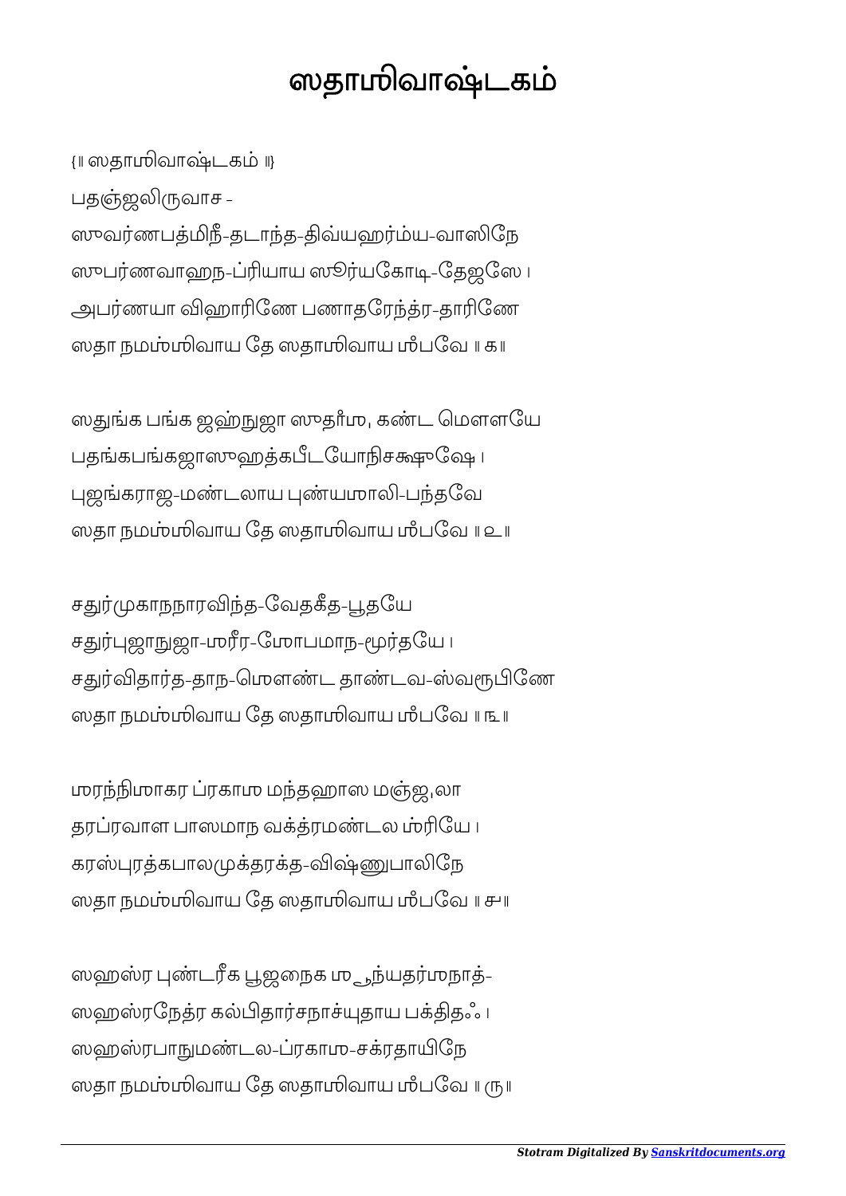# ஸதாஶிவாஷ்டகம்

{॥ ஸதாஶிவாஷ்டகம் ॥}

பதஞ்ஜலிருவாச -

ஸுவர்ணபத்மிநீ-தடாந்த-திவ்யஹர்ம்ய-வாஸிநே
ஸுபர்ணவாஹந-ப்ரியாய ஸூர்யகோடி-தேஜஸே ।
அபர்ணயா விஹாரிணே பணாதரேந்த்ர-தாரிணே
ஸதா நமஶ்ஶிவாய தே ஸதாஶிவாய ஶம்பவே ॥ ௧॥

ஸதுங்க பங்க ஜஹ்நுஜா ஸுதாம்ஶு, கண்ட மௌளயே
பதங்கபங்கஜாஸுஹத்கபீடயோநிசக்ஷுஷே ।
புஜங்கராஜ-மண்டலாய புண்யஶாலி-பந்தவே
ஸதா நமஶ்ஶிவாய தே ஸதாஶிவாய ஶம்பவே ॥ ௨॥

சதுர்முகாநநாரவிந்த-வேதகீத-பூதயே
சதுர்புஜாநுஜா-ஶரீர-ஶோபமாந-மூர்தயே ।
சதுர்விதார்த-தாந-ஶௌண்ட தாண்டவ-ஸ்வரூபிணே
ஸதா நமஶ்ஶிவாய தே ஸதாஶிவாய ஶம்பவே ॥ ௩॥

ஶரந்நிஶாகர ப்ரகாஶ மந்தஹாஸ மஞ்ஜுலா
தரப்ரவாள பாஸமாந வக்த்ரமண்டல ஶ்ரியே ।
கரஸ்புரத்கபாலமுக்தரக்த-விஷ்ணுபாலிநே
ஸதா நமஶ்ஶிவாய தே ஸதாஶிவாய ஶம்பவே ॥ ௪॥

ஸஹஸ்ர புண்டரீக பூஜநைக ஶூந்யதர்ஶநாத்-
ஸஹஸ்ரநேத்ர கல்பிதார்சநாச்யுதாய பக்திதஃ ।
ஸஹஸ்ரபாநுமண்டல-ப்ரகாஶ-சக்ரதாயிநே
ஸதா நமஶ்ஶிவாய தே ஸதாஶிவாய ஶம்பவே ॥ ௫॥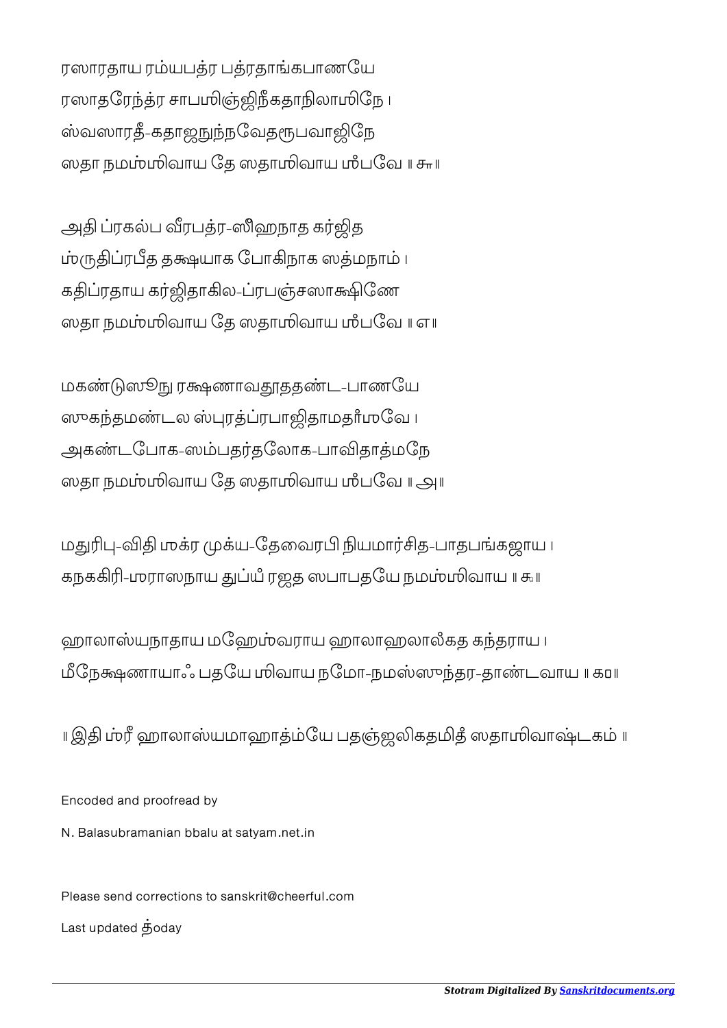ரஸாரதாய ரம்யபத்ர பத்ரதாங்கபாணயே
ரஸாதரேந்த்ர சாபஶிஞ்ஜிநீகதாநிலாஶிநே ।
ஸ்வஸாரதீ-கதாஜநுந்நவேதரூபவாஜிநே
ஸதா நமஶ்ஶிவாய தே ஸதாஶிவாய ஶம்பவே ॥ ௬॥

அதி ப்ரகல்ப வீரபத்ர-ஸிம்ஹநாத கர்ஜித
ஶ்ருதிப்ரபீத தக்ஷயாக போகிநாக ஸத்மநாம் ।
கதிப்ரதாய கர்ஜிதாகில-ப்ரபஞ்சஸாக்ஷிணே
ஸதா நமஶ்ஶிவாய தே ஸதாஶிவாய ஶம்பவே ॥ ௭॥

மகண்டுஸூநு ரக்ஷணாவதூததண்ட-பாணயே
ஸுகந்தமண்டல ஸ்புரத்ப்ரபாஜிதாமதர்ஶவே ।
அகண்டபோக-ஸம்பதர்தலோக-பாவிதாத்மநே
ஸதா நமஶ்ஶிவாய தே ஸதாஶிவாய ஶம்பவே ॥ ௮॥

மதுரிபு-விதி ஶக்ர முக்ய-தேவைரபி நியமார்சித-பாதபங்கஜாய ।
கநககிரி-ஶராஸநாய துப்யம் ரஜத ஸபாபதயே நமஶ்ஶிவாய ॥ ௯॥

ஹாலாஸ்யநாதாய மஹேஶ்வராய ஹாலாஹலாலம்கத கந்தராய ।
மீநேக்ஷணாயாஃ பதயே ஶிவாய நமோ-நமஸ்ஸுந்தர-தாண்டவாய ॥ ௧0॥

॥ இதி ஶ்ரீ ஹாலாஸ்யமாஹாத்ம்யே பதஞ்ஜலிகதமிதம் ஸதாஶிவாஷ்டகம் ॥

Encoded and proofread by

N. Balasubramanian bbalu at satyam.net.in

Please send corrections to sanskrit@cheerful.com

Last updated today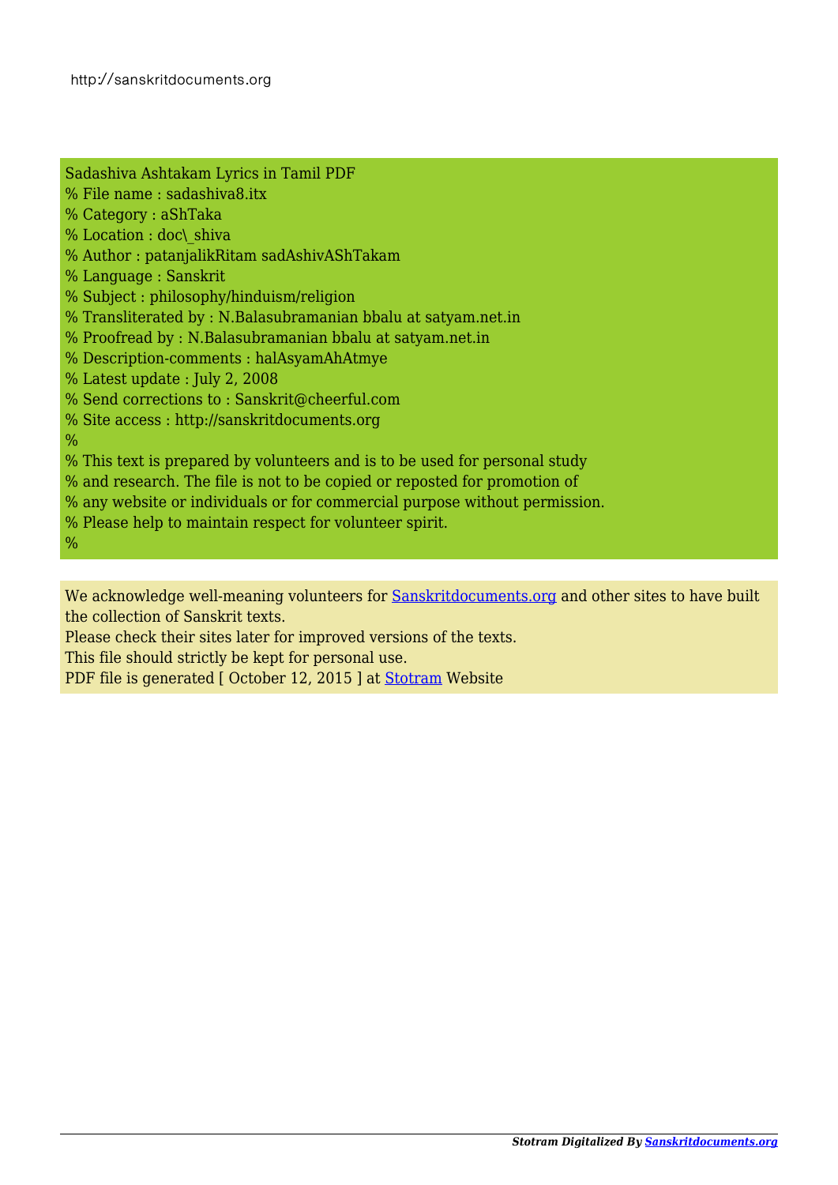Sadashiva Ashtakam Lyrics in Tamil PDF
% File name : sadashiva8.itx
% Category : aShTaka
% Location : doc\_shiva
% Author : patanjalikRitam sadAshivAShTakam
% Language : Sanskrit
% Subject : philosophy/hinduism/religion
% Transliterated by : N.Balasubramanian bbalu at satyam.net.in
% Proofread by : N.Balasubramanian bbalu at satyam.net.in
% Description-comments : halAsyamAhAtmye
% Latest update : July 2, 2008
% Send corrections to : Sanskrit@cheerful.com
% Site access : http://sanskritdocuments.org
%
% This text is prepared by volunteers and is to be used for personal study
% and research. The file is not to be copied or reposted for promotion of
% any website or individuals or for commercial purpose without permission.
% Please help to maintain respect for volunteer spirit.
%

We acknowledge well-meaning volunteers for Sanskritdocuments.org and other sites to have built the collection of Sanskrit texts.
Please check their sites later for improved versions of the texts.
This file should strictly be kept for personal use.
PDF file is generated [ October 12, 2015 ] at Stotram Website